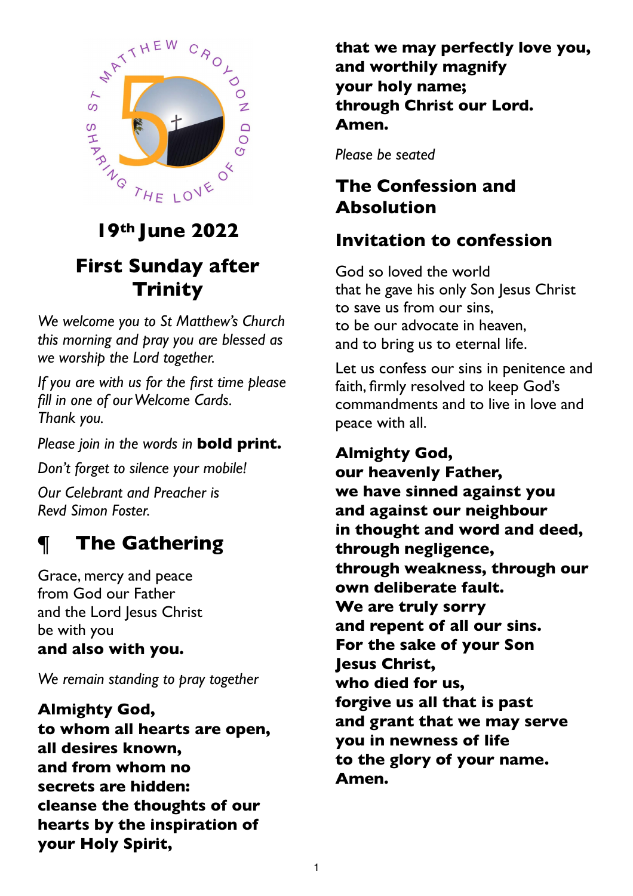ST MATTHEW CROYDON
SHARING THE LOVE OF GOD

## 19th June 2022

# First Sunday after Trinity

*We welcome you to St Matthew's Church this morning and pray you are blessed as we worship the Lord together.*

*If you are with us for the first time please fill in one of our Welcome Cards. Thank you.*

*Please join in the words in* **bold print.**

*Don't forget to silence your mobile!*

*Our Celebrant and Preacher is Revd Simon Foster.*

# ¶ The Gathering

Grace, mercy and peace
from God our Father
and the Lord Jesus Christ
be with you
**and also with you.**

*We remain standing to pray together*

**Almighty God,**
**to whom all hearts are open,**
**all desires known,**
**and from whom no**
**secrets are hidden:**
**cleanse the thoughts of our**
**hearts by the inspiration of**
**your Holy Spirit,**
**that we may perfectly love you,**
**and worthily magnify**
**your holy name;**
**through Christ our Lord.**
**Amen.**

*Please be seated*

## The Confession and Absolution

## Invitation to confession

God so loved the world
that he gave his only Son Jesus Christ
to save us from our sins,
to be our advocate in heaven,
and to bring us to eternal life.

Let us confess our sins in penitence and faith, firmly resolved to keep God's commandments and to live in love and peace with all.

**Almighty God,**
**our heavenly Father,**
**we have sinned against you**
**and against our neighbour**
**in thought and word and deed,**
**through negligence,**
**through weakness, through our**
**own deliberate fault.**
**We are truly sorry**
**and repent of all our sins.**
**For the sake of your Son**
**Jesus Christ,**
**who died for us,**
**forgive us all that is past**
**and grant that we may serve**
**you in newness of life**
**to the glory of your name.**
**Amen.**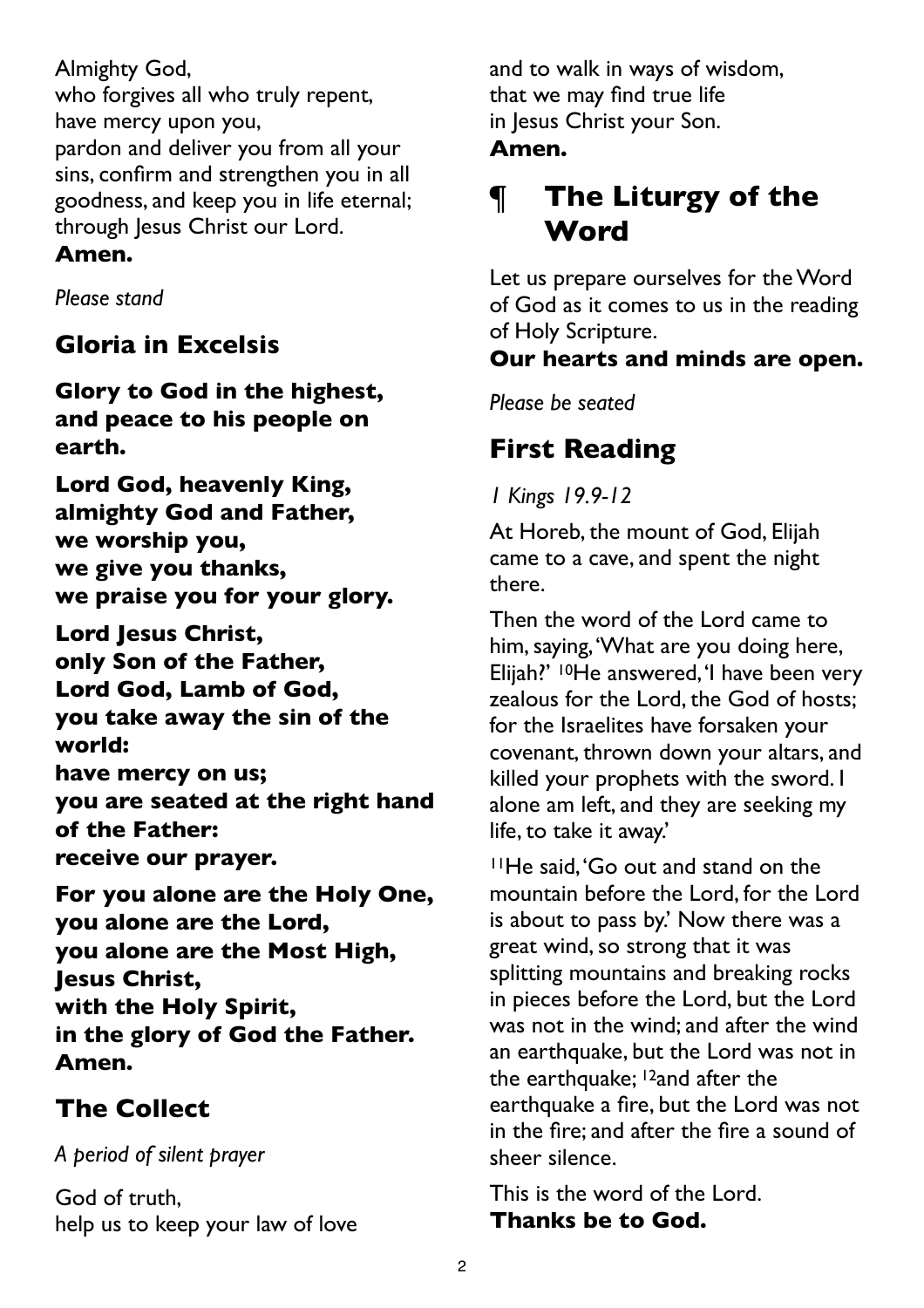Almighty God,
who forgives all who truly repent,
have mercy upon you,
pardon and deliver you from all your sins, confirm and strengthen you in all goodness, and keep you in life eternal; through Jesus Christ our Lord.
**Amen.**

*Please stand*

## Gloria in Excelsis

**Glory to God in the highest,
and peace to his people on earth.**

**Lord God, heavenly King,
almighty God and Father,
we worship you,
we give you thanks,
we praise you for your glory.**

**Lord Jesus Christ,
only Son of the Father,
Lord God, Lamb of God,
you take away the sin of the world:
have mercy on us;
you are seated at the right hand of the Father:
receive our prayer.**

**For you alone are the Holy One,
you alone are the Lord,
you alone are the Most High,
Jesus Christ,
with the Holy Spirit,
in the glory of God the Father.
Amen.**

## The Collect

*A period of silent prayer*

God of truth,
help us to keep your law of love
and to walk in ways of wisdom,
that we may find true life
in Jesus Christ your Son.
**Amen.**

# ¶ The Liturgy of the Word

Let us prepare ourselves for the Word of God as it comes to us in the reading of Holy Scripture.
**Our hearts and minds are open.**

*Please be seated*

## First Reading

*1 Kings 19.9-12*

At Horeb, the mount of God, Elijah came to a cave, and spent the night there.

Then the word of the Lord came to him, saying, 'What are you doing here, Elijah?' [10]He answered, 'I have been very zealous for the Lord, the God of hosts; for the Israelites have forsaken your covenant, thrown down your altars, and killed your prophets with the sword. I alone am left, and they are seeking my life, to take it away.'

[11]He said, 'Go out and stand on the mountain before the Lord, for the Lord is about to pass by.' Now there was a great wind, so strong that it was splitting mountains and breaking rocks in pieces before the Lord, but the Lord was not in the wind; and after the wind an earthquake, but the Lord was not in the earthquake; [12]and after the earthquake a fire, but the Lord was not in the fire; and after the fire a sound of sheer silence.

This is the word of the Lord.
**Thanks be to God.**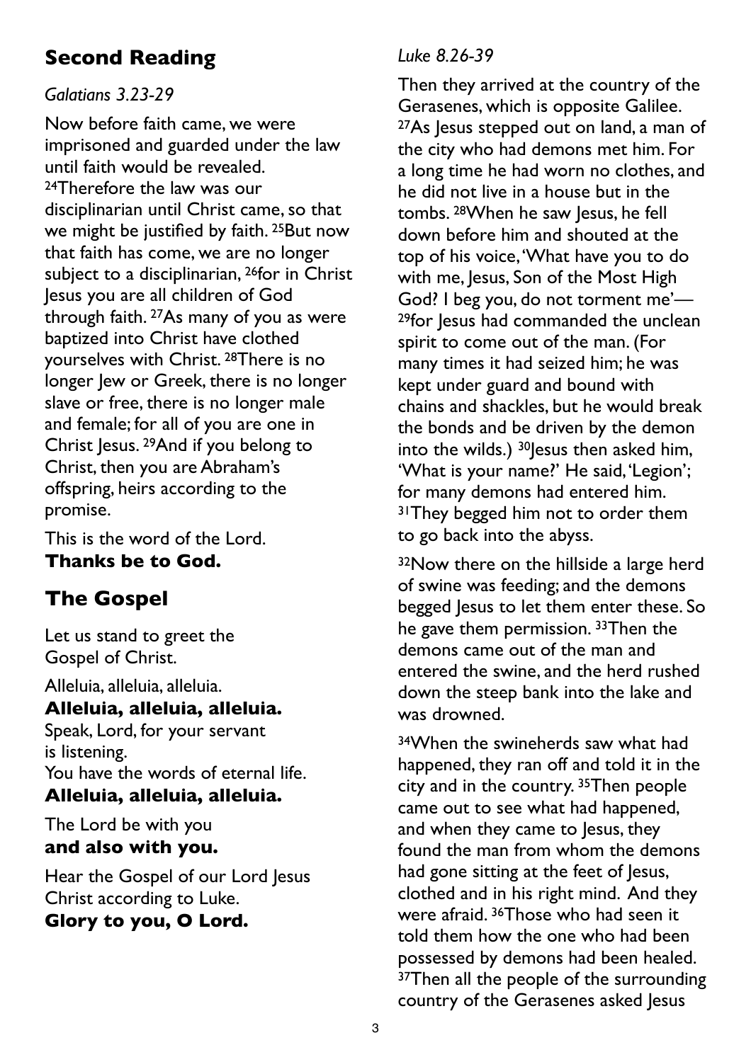## Second Reading

*Galatians 3.23-29*

Now before faith came, we were imprisoned and guarded under the law until faith would be revealed. [24]Therefore the law was our disciplinarian until Christ came, so that we might be justified by faith. [25]But now that faith has come, we are no longer subject to a disciplinarian, [26]for in Christ Jesus you are all children of God through faith. [27]As many of you as were baptized into Christ have clothed yourselves with Christ. [28]There is no longer Jew or Greek, there is no longer slave or free, there is no longer male and female; for all of you are one in Christ Jesus. [29]And if you belong to Christ, then you are Abraham's offspring, heirs according to the promise.

This is the word of the Lord.
**Thanks be to God.**

## The Gospel

Let us stand to greet the Gospel of Christ.

Alleluia, alleluia, alleluia.
**Alleluia, alleluia, alleluia.**
Speak, Lord, for your servant is listening.
You have the words of eternal life.
**Alleluia, alleluia, alleluia.**

The Lord be with you
**and also with you.**

Hear the Gospel of our Lord Jesus Christ according to Luke.
**Glory to you, O Lord.**

*Luke 8.26-39*

Then they arrived at the country of the Gerasenes, which is opposite Galilee. [27]As Jesus stepped out on land, a man of the city who had demons met him. For a long time he had worn no clothes, and he did not live in a house but in the tombs. [28]When he saw Jesus, he fell down before him and shouted at the top of his voice, 'What have you to do with me, Jesus, Son of the Most High God? I beg you, do not torment me'— [29]for Jesus had commanded the unclean spirit to come out of the man. (For many times it had seized him; he was kept under guard and bound with chains and shackles, but he would break the bonds and be driven by the demon into the wilds.) [30]Jesus then asked him, 'What is your name?' He said, 'Legion'; for many demons had entered him. [31]They begged him not to order them to go back into the abyss.

[32]Now there on the hillside a large herd of swine was feeding; and the demons begged Jesus to let them enter these. So he gave them permission. [33]Then the demons came out of the man and entered the swine, and the herd rushed down the steep bank into the lake and was drowned.

[34]When the swineherds saw what had happened, they ran off and told it in the city and in the country. [35]Then people came out to see what had happened, and when they came to Jesus, they found the man from whom the demons had gone sitting at the feet of Jesus, clothed and in his right mind. And they were afraid. [36]Those who had seen it told them how the one who had been possessed by demons had been healed. [37]Then all the people of the surrounding country of the Gerasenes asked Jesus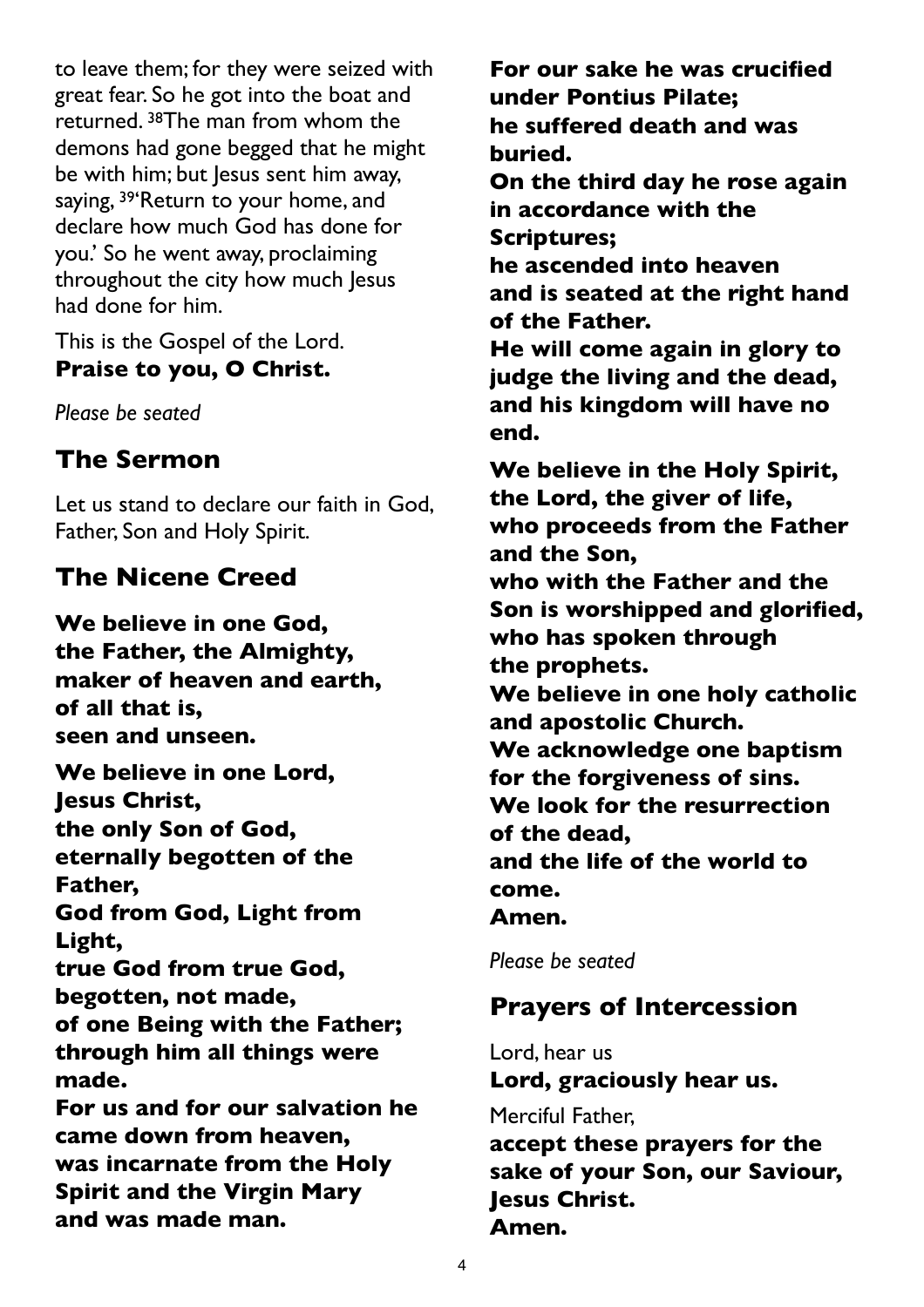to leave them; for they were seized with great fear. So he got into the boat and returned. [38]The man from whom the demons had gone begged that he might be with him; but Jesus sent him away, saying, [39]'Return to your home, and declare how much God has done for you.' So he went away, proclaiming throughout the city how much Jesus had done for him.

This is the Gospel of the Lord.
**Praise to you, O Christ.**

*Please be seated*

## The Sermon

Let us stand to declare our faith in God, Father, Son and Holy Spirit.

## The Nicene Creed

**We believe in one God,
the Father, the Almighty,
maker of heaven and earth,
of all that is,
seen and unseen.**

**We believe in one Lord,
Jesus Christ,
the only Son of God,
eternally begotten of the Father,
God from God, Light from Light,
true God from true God,
begotten, not made,
of one Being with the Father;
through him all things were made.
For us and for our salvation he came down from heaven,
was incarnate from the Holy Spirit and the Virgin Mary
and was made man.
For our sake he was crucified under Pontius Pilate;
he suffered death and was buried.
On the third day he rose again in accordance with the Scriptures;
he ascended into heaven
and is seated at the right hand of the Father.
He will come again in glory to judge the living and the dead,
and his kingdom will have no end.**

**We believe in the Holy Spirit,
the Lord, the giver of life,
who proceeds from the Father and the Son,
who with the Father and the Son is worshipped and glorified,
who has spoken through the prophets.
We believe in one holy catholic and apostolic Church.
We acknowledge one baptism for the forgiveness of sins.
We look for the resurrection of the dead,
and the life of the world to come.
Amen.**

*Please be seated*

## Prayers of Intercession

Lord, hear us
**Lord, graciously hear us.**

Merciful Father,
**accept these prayers for the sake of your Son, our Saviour, Jesus Christ.
Amen.**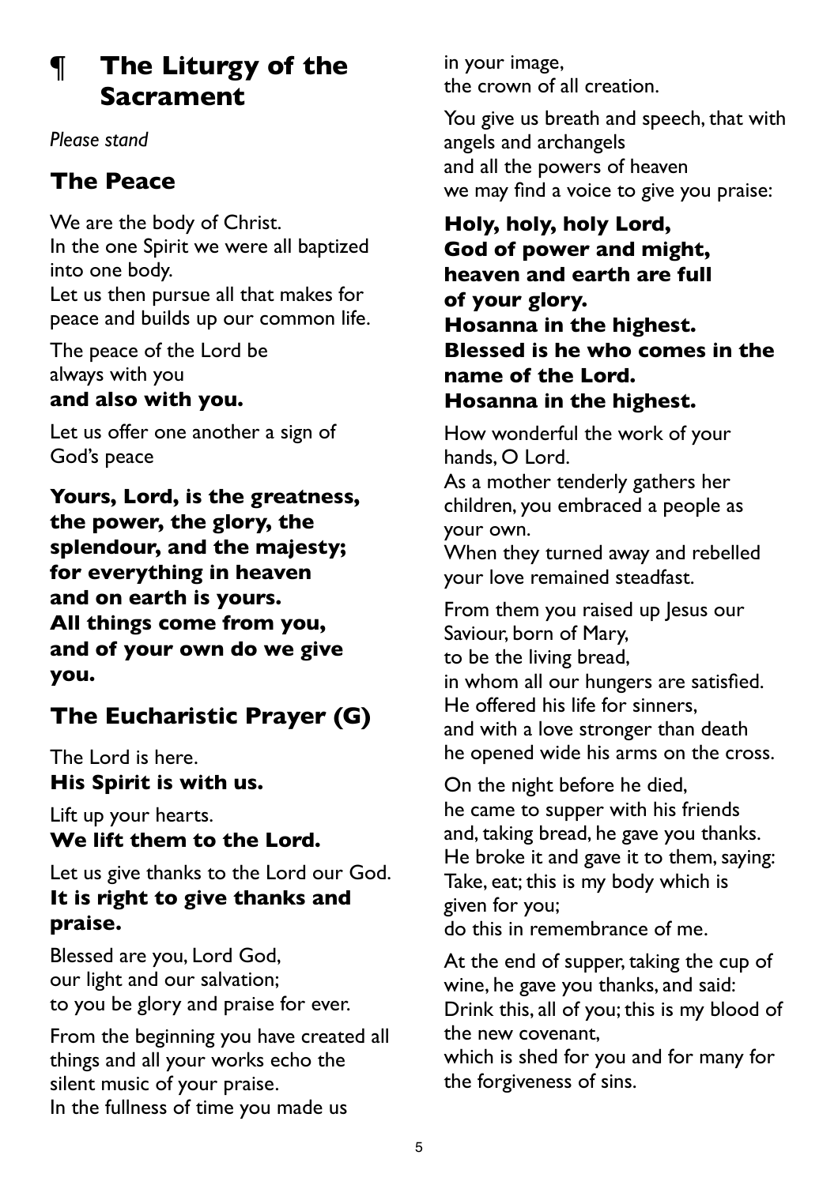# ¶ The Liturgy of the Sacrament

*Please stand*

## The Peace

We are the body of Christ.
In the one Spirit we were all baptized into one body.
Let us then pursue all that makes for peace and builds up our common life.

The peace of the Lord be always with you
**and also with you.**

Let us offer one another a sign of God's peace

**Yours, Lord, is the greatness, the power, the glory, the splendour, and the majesty; for everything in heaven and on earth is yours. All things come from you, and of your own do we give you.**

## The Eucharistic Prayer (G)

The Lord is here.
**His Spirit is with us.**

Lift up your hearts.
**We lift them to the Lord.**

Let us give thanks to the Lord our God.
**It is right to give thanks and praise.**

Blessed are you, Lord God,
our light and our salvation;
to you be glory and praise for ever.

From the beginning you have created all things and all your works echo the silent music of your praise.
In the fullness of time you made us in your image,
the crown of all creation.

You give us breath and speech, that with angels and archangels
and all the powers of heaven
we may find a voice to give you praise:

**Holy, holy, holy Lord,**
**God of power and might,**
**heaven and earth are full of your glory.**
**Hosanna in the highest.**
**Blessed is he who comes in the name of the Lord.**
**Hosanna in the highest.**

How wonderful the work of your hands, O Lord.
As a mother tenderly gathers her children, you embraced a people as your own.
When they turned away and rebelled your love remained steadfast.

From them you raised up Jesus our Saviour, born of Mary,
to be the living bread,
in whom all our hungers are satisfied.
He offered his life for sinners,
and with a love stronger than death
he opened wide his arms on the cross.

On the night before he died,
he came to supper with his friends
and, taking bread, he gave you thanks.
He broke it and gave it to them, saying:
Take, eat; this is my body which is given for you;
do this in remembrance of me.

At the end of supper, taking the cup of wine, he gave you thanks, and said:
Drink this, all of you; this is my blood of the new covenant,
which is shed for you and for many for the forgiveness of sins.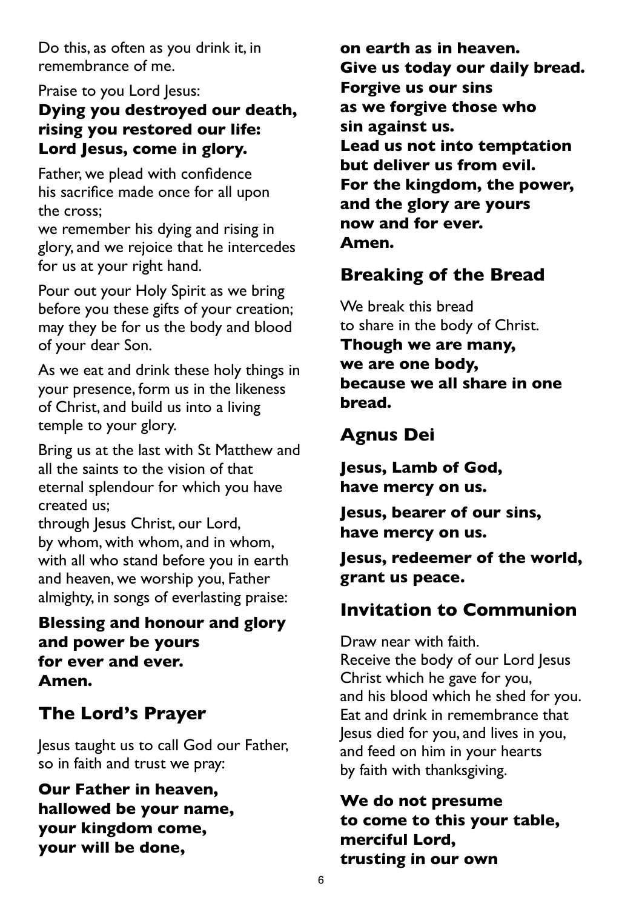Do this, as often as you drink it, in remembrance of me.

Praise to you Lord Jesus:
**Dying you destroyed our death, rising you restored our life: Lord Jesus, come in glory.**

Father, we plead with confidence his sacrifice made once for all upon the cross;
we remember his dying and rising in glory, and we rejoice that he intercedes for us at your right hand.

Pour out your Holy Spirit as we bring before you these gifts of your creation; may they be for us the body and blood of your dear Son.

As we eat and drink these holy things in your presence, form us in the likeness of Christ, and build us into a living temple to your glory.

Bring us at the last with St Matthew and all the saints to the vision of that eternal splendour for which you have created us;
through Jesus Christ, our Lord, by whom, with whom, and in whom, with all who stand before you in earth and heaven, we worship you, Father almighty, in songs of everlasting praise:

**Blessing and honour and glory and power be yours for ever and ever. Amen.**

## The Lord's Prayer

Jesus taught us to call God our Father, so in faith and trust we pray:

**Our Father in heaven,
hallowed be your name,
your kingdom come,
your will be done,
on earth as in heaven.
Give us today our daily bread.
Forgive us our sins
as we forgive those who
sin against us.
Lead us not into temptation
but deliver us from evil.
For the kingdom, the power,
and the glory are yours
now and for ever.
Amen.**

## Breaking of the Bread

We break this bread
to share in the body of Christ.
**Though we are many,
we are one body,
because we all share in one bread.**

## Agnus Dei

**Jesus, Lamb of God,
have mercy on us.**

**Jesus, bearer of our sins,
have mercy on us.**

**Jesus, redeemer of the world,
grant us peace.**

## Invitation to Communion

Draw near with faith.
Receive the body of our Lord Jesus Christ which he gave for you,
and his blood which he shed for you.
Eat and drink in remembrance that Jesus died for you, and lives in you,
and feed on him in your hearts
by faith with thanksgiving.

**We do not presume
to come to this your table,
merciful Lord,
trusting in our own**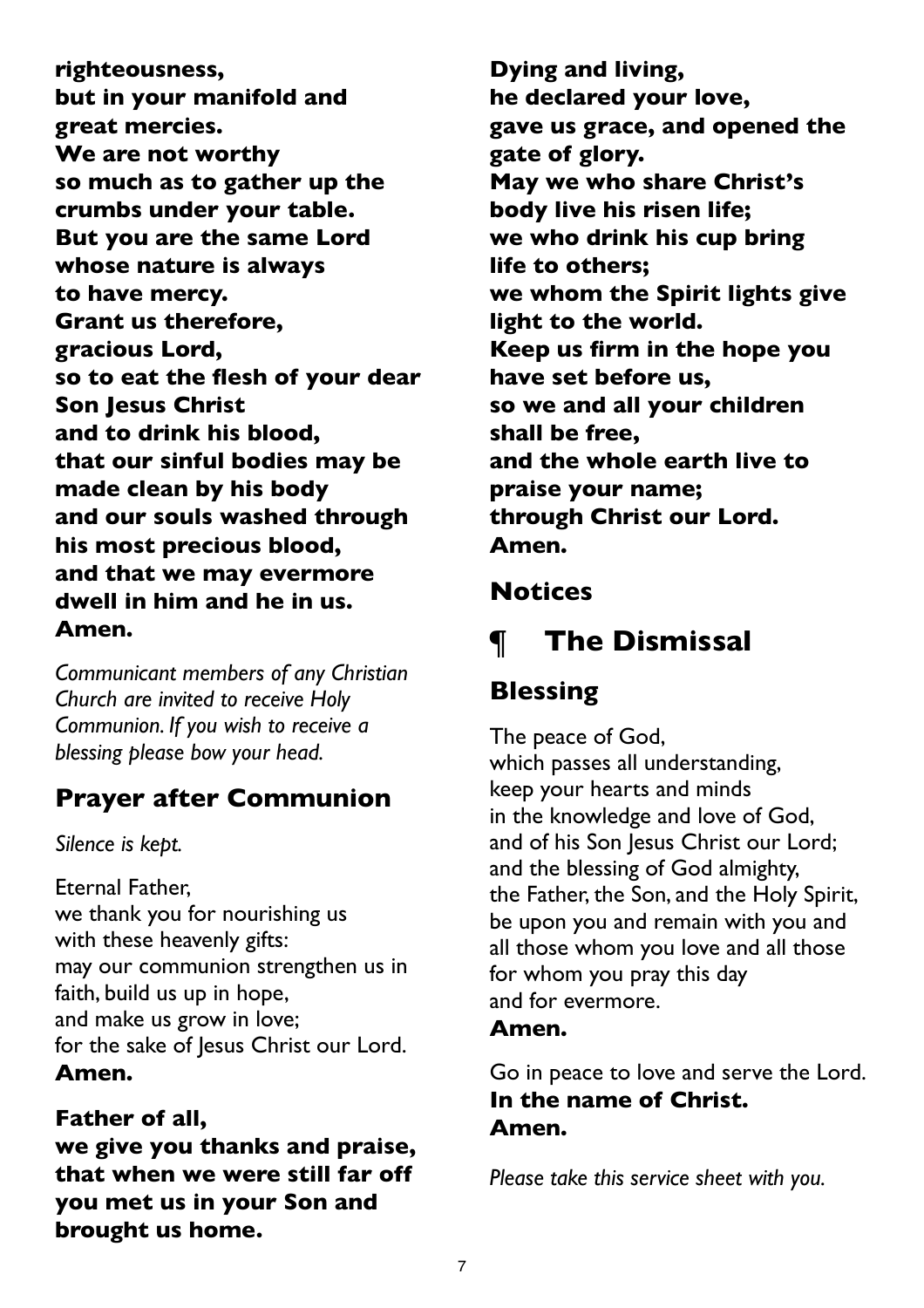**righteousness,**
**but in your manifold and great mercies.**
**We are not worthy**
**so much as to gather up the crumbs under your table.**
**But you are the same Lord**
**whose nature is always**
**to have mercy.**
**Grant us therefore,**
**gracious Lord,**
**so to eat the flesh of your dear Son Jesus Christ**
**and to drink his blood,**
**that our sinful bodies may be made clean by his body**
**and our souls washed through his most precious blood,**
**and that we may evermore dwell in him and he in us.**
**Amen.**

*Communicant members of any Christian Church are invited to receive Holy Communion. If you wish to receive a blessing please bow your head.*

## Prayer after Communion

*Silence is kept.*

Eternal Father,
we thank you for nourishing us
with these heavenly gifts:
may our communion strengthen us in faith, build us up in hope,
and make us grow in love;
for the sake of Jesus Christ our Lord.
**Amen.**

**Father of all,**
**we give you thanks and praise,**
**that when we were still far off**
**you met us in your Son and brought us home.**
**Dying and living,**
**he declared your love,**
**gave us grace, and opened the gate of glory.**
**May we who share Christ's body live his risen life;**
**we who drink his cup bring life to others;**
**we whom the Spirit lights give light to the world.**
**Keep us firm in the hope you have set before us,**
**so we and all your children shall be free,**
**and the whole earth live to praise your name;**
**through Christ our Lord.**
**Amen.**

## Notices

# ¶ The Dismissal

## Blessing

The peace of God,
which passes all understanding,
keep your hearts and minds
in the knowledge and love of God,
and of his Son Jesus Christ our Lord;
and the blessing of God almighty,
the Father, the Son, and the Holy Spirit,
be upon you and remain with you and all those whom you love and all those for whom you pray this day
and for evermore.
**Amen.**

Go in peace to love and serve the Lord.
**In the name of Christ.**
**Amen.**

*Please take this service sheet with you.*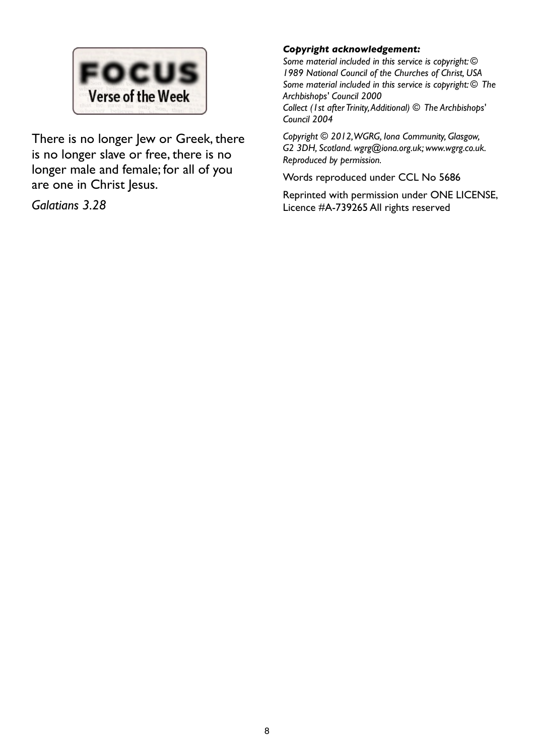FOCUS
Verse of the Week

There is no longer Jew or Greek, there is no longer slave or free, there is no longer male and female; for all of you are one in Christ Jesus.

*Galatians 3.28*

***Copyright acknowledgement:***

*Some material included in this service is copyright: © 1989 National Council of the Churches of Christ, USA*
*Some material included in this service is copyright: © The Archbishops' Council 2000*
*Collect (1st after Trinity, Additional) © The Archbishops' Council 2004*

*Copyright © 2012, WGRG, Iona Community, Glasgow, G2 3DH, Scotland. wgrg@iona.org.uk; www.wgrg.co.uk. Reproduced by permission.*

Words reproduced under CCL No 5686

Reprinted with permission under ONE LICENSE, Licence #A-739265 All rights reserved